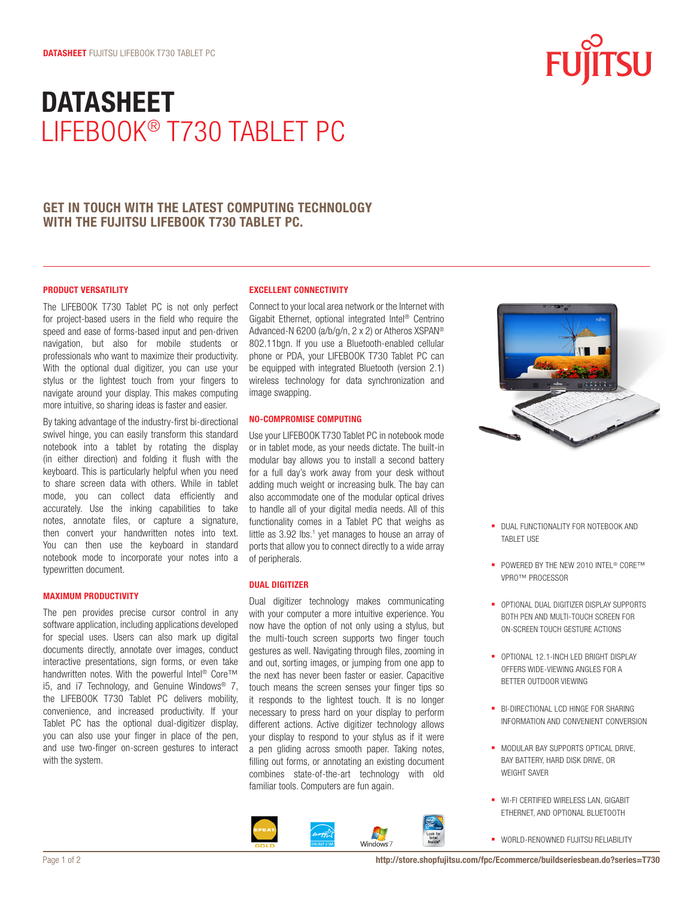# DATASHEET
# LIFEBOOK® T730 TABLET PC

## GET IN TOUCH WITH THE LATEST COMPUTING TECHNOLOGY WITH THE FUJITSU LIFEBOOK T730 TABLET PC.

### PRODUCT VERSATILITY

The LIFEBOOK T730 Tablet PC is not only perfect for project-based users in the field who require the speed and ease of forms-based input and pen-driven navigation, but also for mobile students or professionals who want to maximize their productivity. With the optional dual digitizer, you can use your stylus or the lightest touch from your fingers to navigate around your display. This makes computing more intuitive, so sharing ideas is faster and easier.

By taking advantage of the industry-first bi-directional swivel hinge, you can easily transform this standard notebook into a tablet by rotating the display (in either direction) and folding it flush with the keyboard. This is particularly helpful when you need to share screen data with others. While in tablet mode, you can collect data efficiently and accurately. Use the inking capabilities to take notes, annotate files, or capture a signature, then convert your handwritten notes into text. You can then use the keyboard in standard notebook mode to incorporate your notes into a typewritten document.

### MAXIMUM PRODUCTIVITY

The pen provides precise cursor control in any software application, including applications developed for special uses. Users can also mark up digital documents directly, annotate over images, conduct interactive presentations, sign forms, or even take handwritten notes. With the powerful Intel® Core™ i5, and i7 Technology, and Genuine Windows® 7, the LIFEBOOK T730 Tablet PC delivers mobility, convenience, and increased productivity. If your Tablet PC has the optional dual-digitizer display, you can also use your finger in place of the pen, and use two-finger on-screen gestures to interact with the system.

### EXCELLENT CONNECTIVITY

Connect to your local area network or the Internet with Gigabit Ethernet, optional integrated Intel® Centrino Advanced-N 6200 (a/b/g/n, 2 x 2) or Atheros XSPAN® 802.11bgn. If you use a Bluetooth-enabled cellular phone or PDA, your LIFEBOOK T730 Tablet PC can be equipped with integrated Bluetooth (version 2.1) wireless technology for data synchronization and image swapping.

### NO-COMPROMISE COMPUTING

Use your LIFEBOOK T730 Tablet PC in notebook mode or in tablet mode, as your needs dictate. The built-in modular bay allows you to install a second battery for a full day's work away from your desk without adding much weight or increasing bulk. The bay can also accommodate one of the modular optical drives to handle all of your digital media needs. All of this functionality comes in a Tablet PC that weighs as little as 3.92 lbs.[1] yet manages to house an array of ports that allow you to connect directly to a wide array of peripherals.

### DUAL DIGITIZER

Dual digitizer technology makes communicating with your computer a more intuitive experience. You now have the option of not only using a stylus, but the multi-touch screen supports two finger touch gestures as well. Navigating through files, zooming in and out, sorting images, or jumping from one app to the next has never been faster or easier. Capacitive touch means the screen senses your finger tips so it responds to the lightest touch. It is no longer necessary to press hard on your display to perform different actions. Active digitizer technology allows your display to respond to your stylus as if it were a pen gliding across smooth paper. Taking notes, filling out forms, or annotating an existing document combines state-of-the-art technology with old familiar tools. Computers are fun again.

- DUAL FUNCTIONALITY FOR NOTEBOOK AND TABLET USE
- POWERED BY THE NEW 2010 INTEL® CORE™ VPRO™ PROCESSOR
- OPTIONAL DUAL DIGITIZER DISPLAY SUPPORTS BOTH PEN AND MULTI-TOUCH SCREEN FOR ON-SCREEN TOUCH GESTURE ACTIONS
- OPTIONAL 12.1-INCH LED BRIGHT DISPLAY OFFERS WIDE-VIEWING ANGLES FOR A BETTER OUTDOOR VIEWING
- BI-DIRECTIONAL LCD HINGE FOR SHARING INFORMATION AND CONVENIENT CONVERSION
- MODULAR BAY SUPPORTS OPTICAL DRIVE, BAY BATTERY, HARD DISK DRIVE, OR WEIGHT SAVER
- WI-FI CERTIFIED WIRELESS LAN, GIGABIT ETHERNET, AND OPTIONAL BLUETOOTH
- WORLD-RENOWNED FUJITSU RELIABILITY

http://store.shopfujitsu.com/fpc/Ecommerce/buildseriesbean.do?series=T730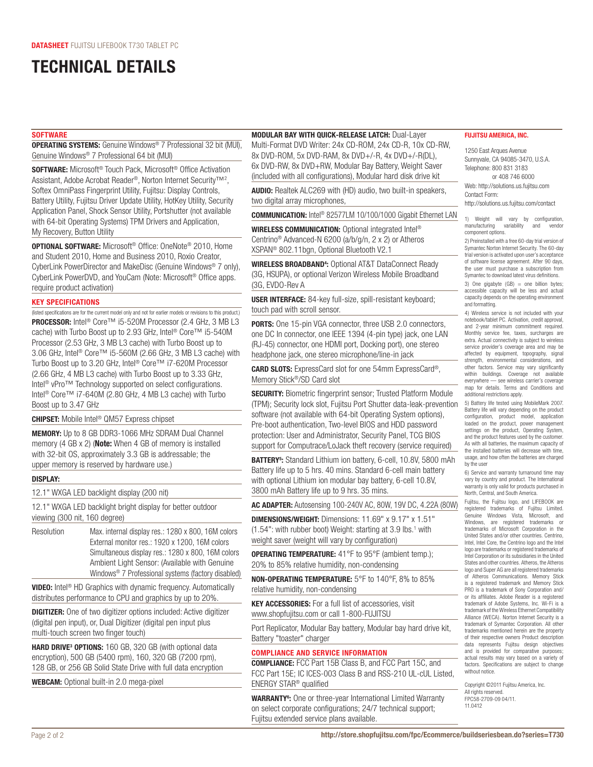DATASHEET FUJITSU LIFEBOOK T730 TABLET PC

# TECHNICAL DETAILS

## SOFTWARE

**OPERATING SYSTEMS:** Genuine Windows® 7 Professional 32 bit (MUI), Genuine Windows® 7 Professional 64 bit (MUI)

**SOFTWARE:** Microsoft® Touch Pack, Microsoft® Office Activation Assistant, Adobe Acrobat Reader®, Norton Internet Security™[2], Softex OmniPass Fingerprint Utility, Fujitsu: Display Controls, Battery Utility, Fujitsu Driver Update Utility, HotKey Utility, Security Application Panel, Shock Sensor Utility, Portshutter (not available with 64-bit Operating Systems) TPM Drivers and Application, My Recovery, Button Utility

**OPTIONAL SOFTWARE:** Microsoft® Office: OneNote® 2010, Home and Student 2010, Home and Business 2010, Roxio Creator, CyberLink PowerDirector and MakeDisc (Genuine Windows® 7 only), CyberLink PowerDVD, and YouCam (Note: Microsoft® Office apps. require product activation)

## KEY SPECIFICATIONS

(listed specifications are for the current model only and not for earlier models or revisions to this product.)

**PROCESSOR:** Intel® Core™ i5-520M Processor (2.4 GHz, 3 MB L3 cache) with Turbo Boost up to 2.93 GHz, Intel® Core™ i5-540M Processor (2.53 GHz, 3 MB L3 cache) with Turbo Boost up to 3.06 GHz, Intel® Core™ i5-560M (2.66 GHz, 3 MB L3 cache) with Turbo Boost up to 3.20 GHz, Intel® Core™ i7-620M Processor (2.66 GHz, 4 MB L3 cache) with Turbo Boost up to 3.33 GHz, Intel® vPro™ Technology supported on select configurations. Intel® Core™ i7-640M (2.80 GHz, 4 MB L3 cache) with Turbo Boost up to 3.47 GHz

**CHIPSET:** Mobile Intel® QM57 Express chipset

**MEMORY:** Up to 8 GB DDR3-1066 MHz SDRAM Dual Channel memory (4 GB x 2) (**Note:** When 4 GB of memory is installed with 32-bit OS, approximately 3.3 GB is addressable; the upper memory is reserved by hardware use.)

**DISPLAY:**

12.1" WXGA LED backlight display (200 nit)

12.1" WXGA LED backlight bright display for better outdoor viewing (300 nit, 160 degree)

| | |
|---|---|
| Resolution | Max. internal display res.: 1280 x 800, 16M colors<br>External monitor res.: 1920 x 1200, 16M colors<br>Simultaneous display res.: 1280 x 800, 16M colors<br>Ambient Light Sensor: (Available with Genuine Windows® 7 Professional systems (factory disabled) |

**VIDEO:** Intel® HD Graphics with dynamic frequency. Automatically distributes performance to CPU and graphics by up to 20%.

**DIGITIZER:** One of two digitizer options included: Active digitizer (digital pen input), or, Dual Digitizer (digital pen input plus multi-touch screen two finger touch)

**HARD DRIVE[3] OPTIONS:** 160 GB, 320 GB (with optional data encryption), 500 GB (5400 rpm), 160, 320 GB (7200 rpm), 128 GB, or 256 GB Solid State Drive with full data encryption

**WEBCAM:** Optional built-in 2.0 mega-pixel

**MODULAR BAY WITH QUICK-RELEASE LATCH:** Dual-Layer Multi-Format DVD Writer: 24x CD-ROM, 24x CD-R, 10x CD-RW, 8x DVD-ROM, 5x DVD-RAM, 8x DVD+/-R, 4x DVD+/-R(DL), 6x DVD-RW, 8x DVD+RW, Modular Bay Battery, Weight Saver (included with all configurations), Modular hard disk drive kit

**AUDIO:** Realtek ALC269 with (HD) audio, two built-in speakers, two digital array microphones,

**COMMUNICATION:** Intel® 82577LM 10/100/1000 Gigabit Ethernet LAN

**WIRELESS COMMUNICATION:** Optional integrated Intel® Centrino® Advanced-N 6200 (a/b/g/n, 2 x 2) or Atheros XSPAN® 802.11bgn, Optional Bluetooth V2.1

**WIRELESS BROADBAND[4]:** Optional AT&T DataConnect Ready (3G, HSUPA), or optional Verizon Wireless Mobile Broadband (3G, EVDO-Rev A

**USER INTERFACE:** 84-key full-size, spill-resistant keyboard; touch pad with scroll sensor.

**PORTS:** One 15-pin VGA connector, three USB 2.0 connectors, one DC In connector, one IEEE 1394 (4-pin type) jack, one LAN (RJ-45) connector, one HDMI port, Docking port), one stereo headphone jack, one stereo microphone/line-in jack

**CARD SLOTS:** ExpressCard slot for one 54mm ExpressCard®, Memory Stick®/SD Card slot

**SECURITY:** Biometric fingerprint sensor; Trusted Platform Module (TPM); Security lock slot, Fujitsu Port Shutter data-leak-prevention software (not available with 64-bit Operating System options), Pre-boot authentication, Two-level BIOS and HDD password protection: User and Administrator, Security Panel, TCG BIOS support for Computrace/LoJack theft recovery (service required)

**BATTERY[5]:** Standard Lithium ion battery, 6-cell, 10.8V, 5800 mAh Battery life up to 5 hrs. 40 mins. Standard 6-cell main battery with optional Lithium ion modular bay battery, 6-cell 10.8V, 3800 mAh Battery life up to 9 hrs. 35 mins.

**AC ADAPTER:** Autosensing 100-240V AC, 80W, 19V DC, 4.22A (80W)

**DIMENSIONS/WEIGHT:** Dimensions: 11.69" x 9.17" x 1.51" (1.54": with rubber boot) Weight: starting at 3.9 lbs.[1] with weight saver (weight will vary by configuration)

**OPERATING TEMPERATURE:** 41°F to 95°F (ambient temp.); 20% to 85% relative humidity, non-condensing

**NON-OPERATING TEMPERATURE:** 5°F to 140°F, 8% to 85% relative humidity, non-condensing

**KEY ACCESSORIES:** For a full list of accessories, visit www.shopfujitsu.com or call 1-800-FUJITSU

Port Replicator, Modular Bay battery, Modular bay hard drive kit, Battery "toaster" charger

## COMPLIANCE AND SERVICE INFORMATION

**COMPLIANCE:** FCC Part 15B Class B, and FCC Part 15C, and FCC Part 15E; IC ICES-003 Class B and RSS-210 UL-cUL Listed, ENERGY STAR® qualified

**WARRANTY[6]:** One or three-year International Limited Warranty on select corporate configurations; 24/7 technical support; Fujitsu extended service plans available.

## FUJITSU AMERICA, INC.

1250 East Arques Avenue
Sunnyvale, CA 94085-3470, U.S.A.
Telephone: 800 831 3183
or 408 746 6000
Web: http://solutions.us.fujitsu.com
Contact Form:
http://solutions.us.fujitsu.com/contact

1) Weight will vary by configuration, manufacturing variability and vendor component options.

2) Preinstalled with a free 60-day trial version of Symantec Norton Internet Security. The 60-day trial version is activated upon user's acceptance of software license agreement. After 90 days, the user must purchase a subscription from Symantec to download latest virus definitions.

3) One gigabyte (GB) = one billion bytes; accessible capacity will be less and actual capacity depends on the operating environment and formatting.

4) Wireless service is not included with your notebook/tablet PC. Activation, credit approval, and 2-year minimum commitment required. Monthly service fee, taxes, surcharges are extra. Actual connectivity is subject to wireless service provider's coverage area and may be affected by equipment, topography, signal strength, environmental considerations, and other factors. Service may vary significantly within buildings. Coverage not available everywhere — see wireless carrier's coverage map for details. Terms and Conditions and additional restrictions apply.

5) Battery life tested using MobileMark 2007. Battery life will vary depending on the product configuration, product model, application loaded on the product, power management settings on the product, Operating System, and the product features used by the customer. As with all batteries, the maximum capacity of the installed batteries will decrease with time, usage, and how often the batteries are charged by the user

6) Service and warranty turnaround time may vary by country and product. The International warranty is only valid for products purchased in North, Central, and South America.

Fujitsu, the Fujitsu logo, and LIFEBOOK are registered trademarks of Fujitsu Limited. Genuine Windows Vista, Microsoft, and Windows, are registered trademarks or trademarks of Microsoft Corporation in the United States and/or other countries. Centrino, Intel, Intel Core, the Centrino logo and the Intel logo are trademarks or registered trademarks of Intel Corporation or its subsidiaries in the United States and other countries. Atheros, the Atheros logo and Super AG are all registered trademarks of Atheros Communications. Memory Stick is a registered trademark and Memory Stick PRO is a trademark of Sony Corporation and/ or its affiliates. Adobe Reader is a registered trademark of Adobe Systems, Inc. Wi-Fi is a trademark of the Wireless Ethernet Compatibility Alliance (WECA). Norton Internet Security is a trademark of Symantec Corporation. All other trademarks mentioned herein are the property of their respective owners Product description data represents Fujitsu design objectives and is provided for comparative purposes; actual results may vary based on a variety of factors. Specifications are subject to change without notice.

Copyright ©2011 Fujitsu America, Inc.
All rights reserved.
FPC58-2709-09 04/11.
11.0412

http://store.shopfujitsu.com/fpc/Ecommerce/buildseriesbean.do?series=T730